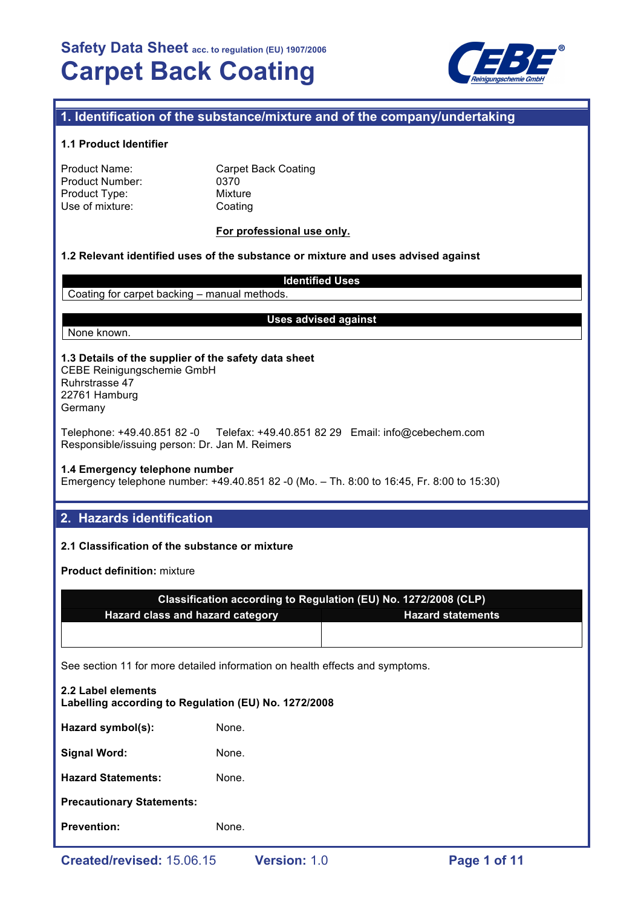# Safety Data Sheet acc. to regulation (EU) 1907/2006

# Carpet Back Coating

## 1. Identification of the substance/mixture and of the company/undertaking

### 1.1 Product Identifier

Product Name: Carpet Back Coating
Product Number: 0370
Product Type: Mixture
Use of mixture: Coating

**For professional use only.**

### 1.2 Relevant identified uses of the substance or mixture and uses advised against

| Identified Uses |
| --- |
| Coating for carpet backing – manual methods. |

| Uses advised against |
| --- |
| None known. |

### 1.3 Details of the supplier of the safety data sheet

CEBE Reinigungschemie GmbH
Ruhrstrasse 47
22761 Hamburg
Germany

Telephone: +49.40.851 82 -0 Telefax: +49.40.851 82 29 Email: info@cebechem.com
Responsible/issuing person: Dr. Jan M. Reimers

### 1.4 Emergency telephone number

Emergency telephone number: +49.40.851 82 -0 (Mo. – Th. 8:00 to 16:45, Fr. 8:00 to 15:30)

## 2. Hazards identification

### 2.1 Classification of the substance or mixture

**Product definition:** mixture

| Classification according to Regulation (EU) No. 1272/2008 (CLP) | |
| --- | --- |
| **Hazard class and hazard category** | **Hazard statements** |
| | |

See section 11 for more detailed information on health effects and symptoms.

### 2.2 Label elements

**Labelling according to Regulation (EU) No. 1272/2008**

**Hazard symbol(s):** None.

**Signal Word:** None.

**Hazard Statements:** None.

**Precautionary Statements:**

**Prevention:** None.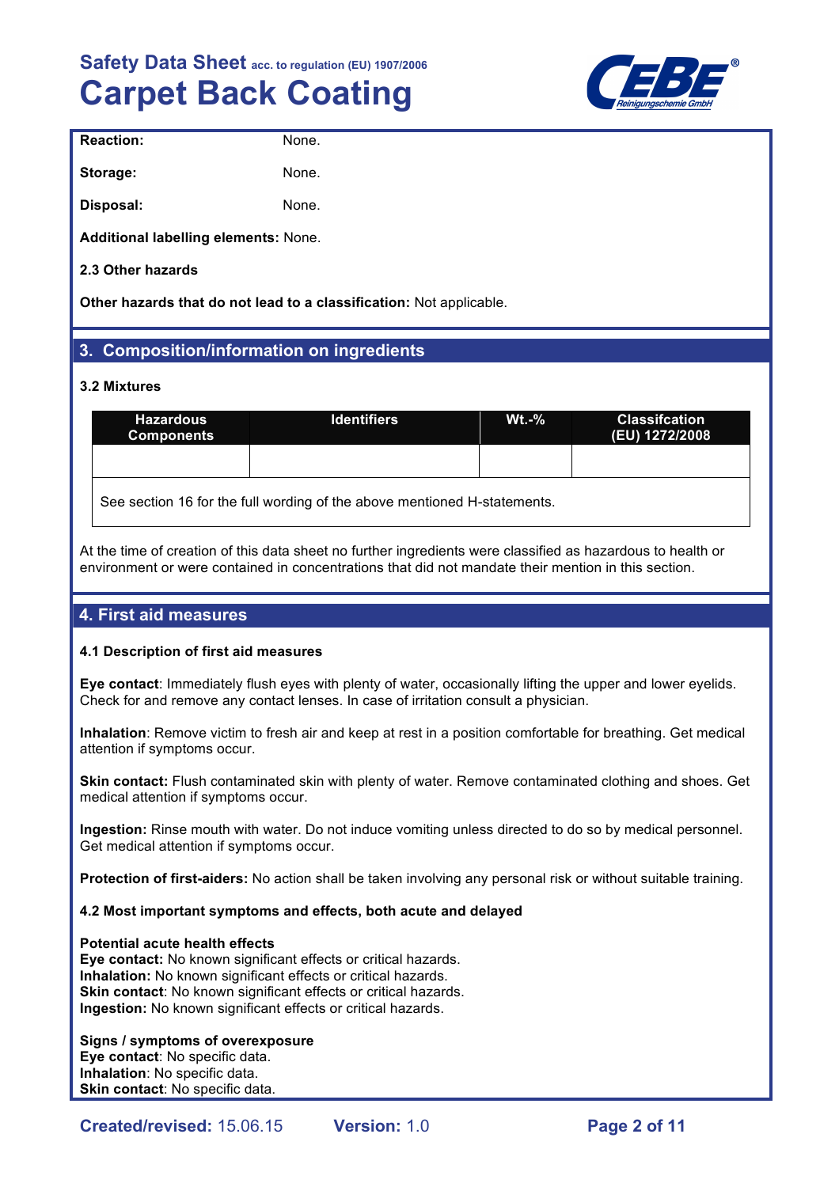**Reaction:** None.

**Storage:** None.

**Disposal:** None.

**Additional labelling elements:** None.

**2.3 Other hazards**

**Other hazards that do not lead to a classification:** Not applicable.

## 3. Composition/information on ingredients

**3.2 Mixtures**

| Hazardous Components | Identifiers | Wt.-% | Classifcation (EU) 1272/2008 |
|---|---|---|---|
| | | | |
| See section 16 for the full wording of the above mentioned H-statements. | | | |

At the time of creation of this data sheet no further ingredients were classified as hazardous to health or environment or were contained in concentrations that did not mandate their mention in this section.

## 4. First aid measures

**4.1 Description of first aid measures**

**Eye contact**: Immediately flush eyes with plenty of water, occasionally lifting the upper and lower eyelids. Check for and remove any contact lenses. In case of irritation consult a physician.

**Inhalation**: Remove victim to fresh air and keep at rest in a position comfortable for breathing. Get medical attention if symptoms occur.

**Skin contact:** Flush contaminated skin with plenty of water. Remove contaminated clothing and shoes. Get medical attention if symptoms occur.

**Ingestion:** Rinse mouth with water. Do not induce vomiting unless directed to do so by medical personnel. Get medical attention if symptoms occur.

**Protection of first-aiders:** No action shall be taken involving any personal risk or without suitable training.

**4.2 Most important symptoms and effects, both acute and delayed**

**Potential acute health effects**
**Eye contact:** No known significant effects or critical hazards.
**Inhalation:** No known significant effects or critical hazards.
**Skin contact**: No known significant effects or critical hazards.
**Ingestion:** No known significant effects or critical hazards.

**Signs / symptoms of overexposure**
**Eye contact**: No specific data.
**Inhalation**: No specific data.
**Skin contact**: No specific data.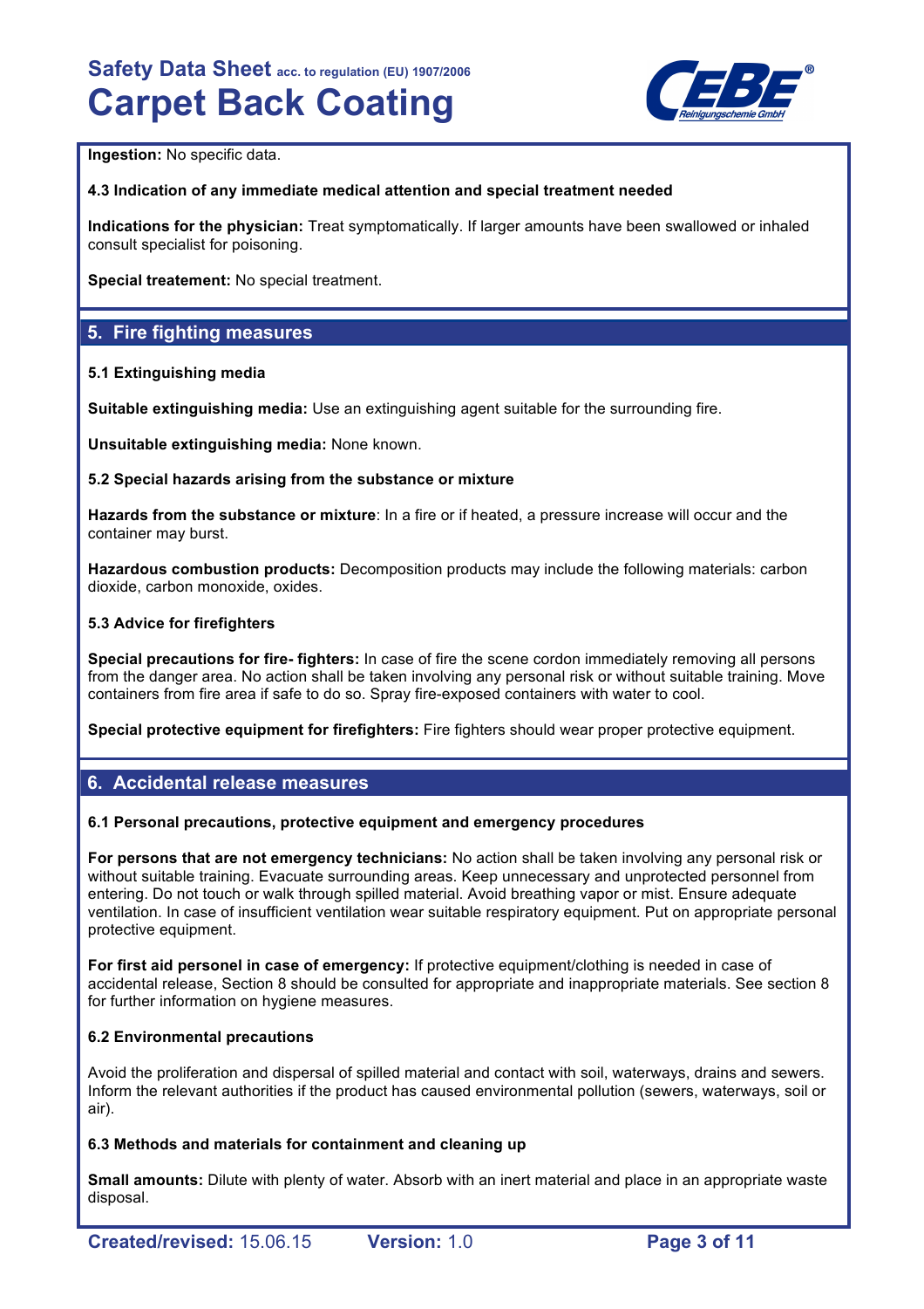**Ingestion:** No specific data.

**4.3 Indication of any immediate medical attention and special treatment needed**

**Indications for the physician:** Treat symptomatically. If larger amounts have been swallowed or inhaled consult specialist for poisoning.

**Special treatement:** No special treatment.

## 5. Fire fighting measures

**5.1 Extinguishing media**

**Suitable extinguishing media:** Use an extinguishing agent suitable for the surrounding fire.

**Unsuitable extinguishing media:** None known.

**5.2 Special hazards arising from the substance or mixture**

**Hazards from the substance or mixture**: In a fire or if heated, a pressure increase will occur and the container may burst.

**Hazardous combustion products:** Decomposition products may include the following materials: carbon dioxide, carbon monoxide, oxides.

**5.3 Advice for firefighters**

**Special precautions for fire- fighters:** In case of fire the scene cordon immediately removing all persons from the danger area. No action shall be taken involving any personal risk or without suitable training. Move containers from fire area if safe to do so. Spray fire-exposed containers with water to cool.

**Special protective equipment for firefighters:** Fire fighters should wear proper protective equipment.

## 6. Accidental release measures

**6.1 Personal precautions, protective equipment and emergency procedures**

**For persons that are not emergency technicians:** No action shall be taken involving any personal risk or without suitable training. Evacuate surrounding areas. Keep unnecessary and unprotected personnel from entering. Do not touch or walk through spilled material. Avoid breathing vapor or mist. Ensure adequate ventilation. In case of insufficient ventilation wear suitable respiratory equipment. Put on appropriate personal protective equipment.

**For first aid personel in case of emergency:** If protective equipment/clothing is needed in case of accidental release, Section 8 should be consulted for appropriate and inappropriate materials. See section 8 for further information on hygiene measures.

**6.2 Environmental precautions**

Avoid the proliferation and dispersal of spilled material and contact with soil, waterways, drains and sewers. Inform the relevant authorities if the product has caused environmental pollution (sewers, waterways, soil or air).

**6.3 Methods and materials for containment and cleaning up**

**Small amounts:** Dilute with plenty of water. Absorb with an inert material and place in an appropriate waste disposal.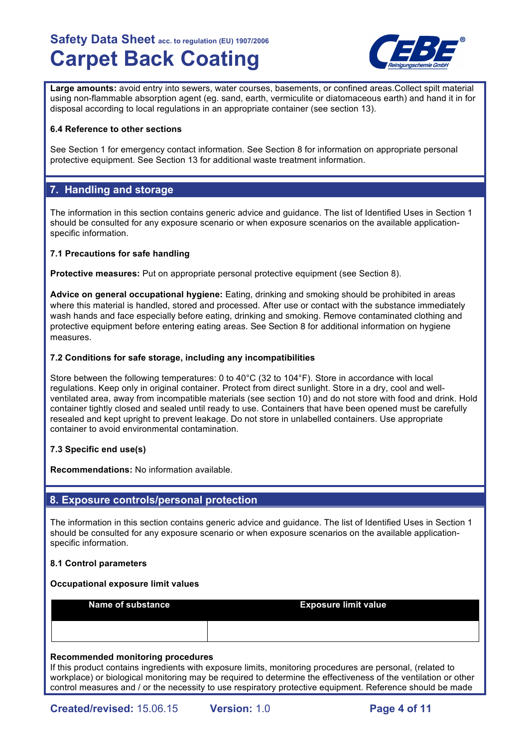**Large amounts:** avoid entry into sewers, water courses, basements, or confined areas.Collect spilt material using non-flammable absorption agent (eg. sand, earth, vermiculite or diatomaceous earth) and hand it in for disposal according to local regulations in an appropriate container (see section 13).

**6.4 Reference to other sections**

See Section 1 for emergency contact information. See Section 8 for information on appropriate personal protective equipment. See Section 13 for additional waste treatment information.

## 7. Handling and storage

The information in this section contains generic advice and guidance. The list of Identified Uses in Section 1 should be consulted for any exposure scenario or when exposure scenarios on the available application-specific information.

**7.1 Precautions for safe handling**

**Protective measures:** Put on appropriate personal protective equipment (see Section 8).

**Advice on general occupational hygiene:** Eating, drinking and smoking should be prohibited in areas where this material is handled, stored and processed. After use or contact with the substance immediately wash hands and face especially before eating, drinking and smoking. Remove contaminated clothing and protective equipment before entering eating areas. See Section 8 for additional information on hygiene measures.

**7.2 Conditions for safe storage, including any incompatibilities**

Store between the following temperatures: 0 to 40°C (32 to 104°F). Store in accordance with local regulations. Keep only in original container. Protect from direct sunlight. Store in a dry, cool and well-ventilated area, away from incompatible materials (see section 10) and do not store with food and drink. Hold container tightly closed and sealed until ready to use. Containers that have been opened must be carefully resealed and kept upright to prevent leakage. Do not store in unlabelled containers. Use appropriate container to avoid environmental contamination.

**7.3 Specific end use(s)**

**Recommendations:** No information available.

## 8. Exposure controls/personal protection

The information in this section contains generic advice and guidance. The list of Identified Uses in Section 1 should be consulted for any exposure scenario or when exposure scenarios on the available application-specific information.

**8.1 Control parameters**

**Occupational exposure limit values**

| Name of substance | Exposure limit value |
|---|---|
| | |

**Recommended monitoring procedures**
If this product contains ingredients with exposure limits, monitoring procedures are personal, (related to workplace) or biological monitoring may be required to determine the effectiveness of the ventilation or other control measures and / or the necessity to use respiratory protective equipment. Reference should be made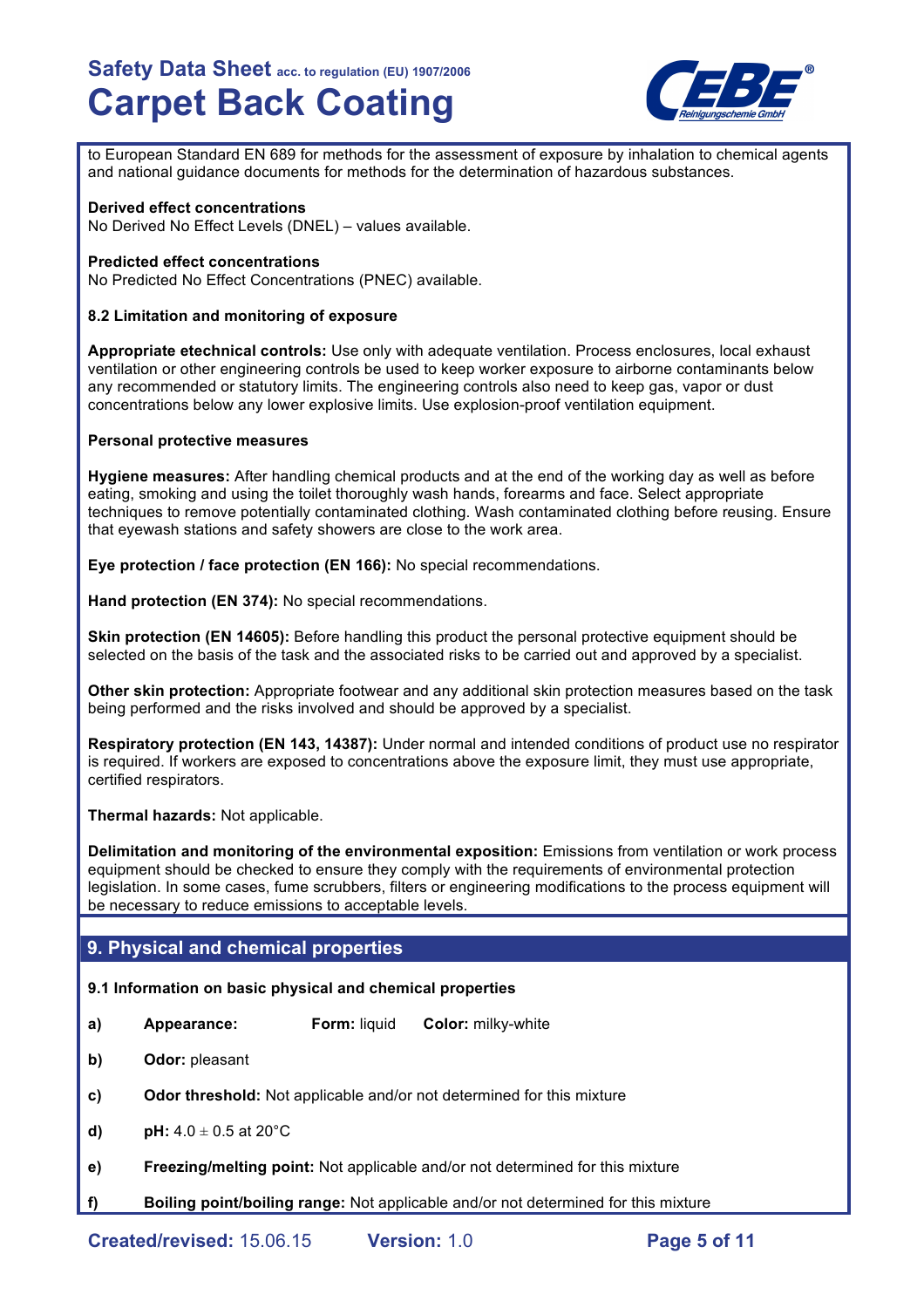to European Standard EN 689 for methods for the assessment of exposure by inhalation to chemical agents and national guidance documents for methods for the determination of hazardous substances.

**Derived effect concentrations**
No Derived No Effect Levels (DNEL) – values available.

**Predicted effect concentrations**
No Predicted No Effect Concentrations (PNEC) available.

**8.2 Limitation and monitoring of exposure**

**Appropriate etechnical controls:** Use only with adequate ventilation. Process enclosures, local exhaust ventilation or other engineering controls be used to keep worker exposure to airborne contaminants below any recommended or statutory limits. The engineering controls also need to keep gas, vapor or dust concentrations below any lower explosive limits. Use explosion-proof ventilation equipment.

**Personal protective measures**

**Hygiene measures:** After handling chemical products and at the end of the working day as well as before eating, smoking and using the toilet thoroughly wash hands, forearms and face. Select appropriate techniques to remove potentially contaminated clothing. Wash contaminated clothing before reusing. Ensure that eyewash stations and safety showers are close to the work area.

**Eye protection / face protection (EN 166):** No special recommendations.

**Hand protection (EN 374):** No special recommendations.

**Skin protection (EN 14605):** Before handling this product the personal protective equipment should be selected on the basis of the task and the associated risks to be carried out and approved by a specialist.

**Other skin protection:** Appropriate footwear and any additional skin protection measures based on the task being performed and the risks involved and should be approved by a specialist.

**Respiratory protection (EN 143, 14387):** Under normal and intended conditions of product use no respirator is required. If workers are exposed to concentrations above the exposure limit, they must use appropriate, certified respirators.

**Thermal hazards:** Not applicable.

**Delimitation and monitoring of the environmental exposition:** Emissions from ventilation or work process equipment should be checked to ensure they comply with the requirements of environmental protection legislation. In some cases, fume scrubbers, filters or engineering modifications to the process equipment will be necessary to reduce emissions to acceptable levels.

## 9. Physical and chemical properties

**9.1 Information on basic physical and chemical properties**

**a)** **Appearance:** **Form:** liquid **Color:** milky-white

**b)** **Odor:** pleasant

**c)** **Odor threshold:** Not applicable and/or not determined for this mixture

**d)** **pH:** $4.0 \pm 0.5$ at 20°C

**e)** **Freezing/melting point:** Not applicable and/or not determined for this mixture

**f)** **Boiling point/boiling range:** Not applicable and/or not determined for this mixture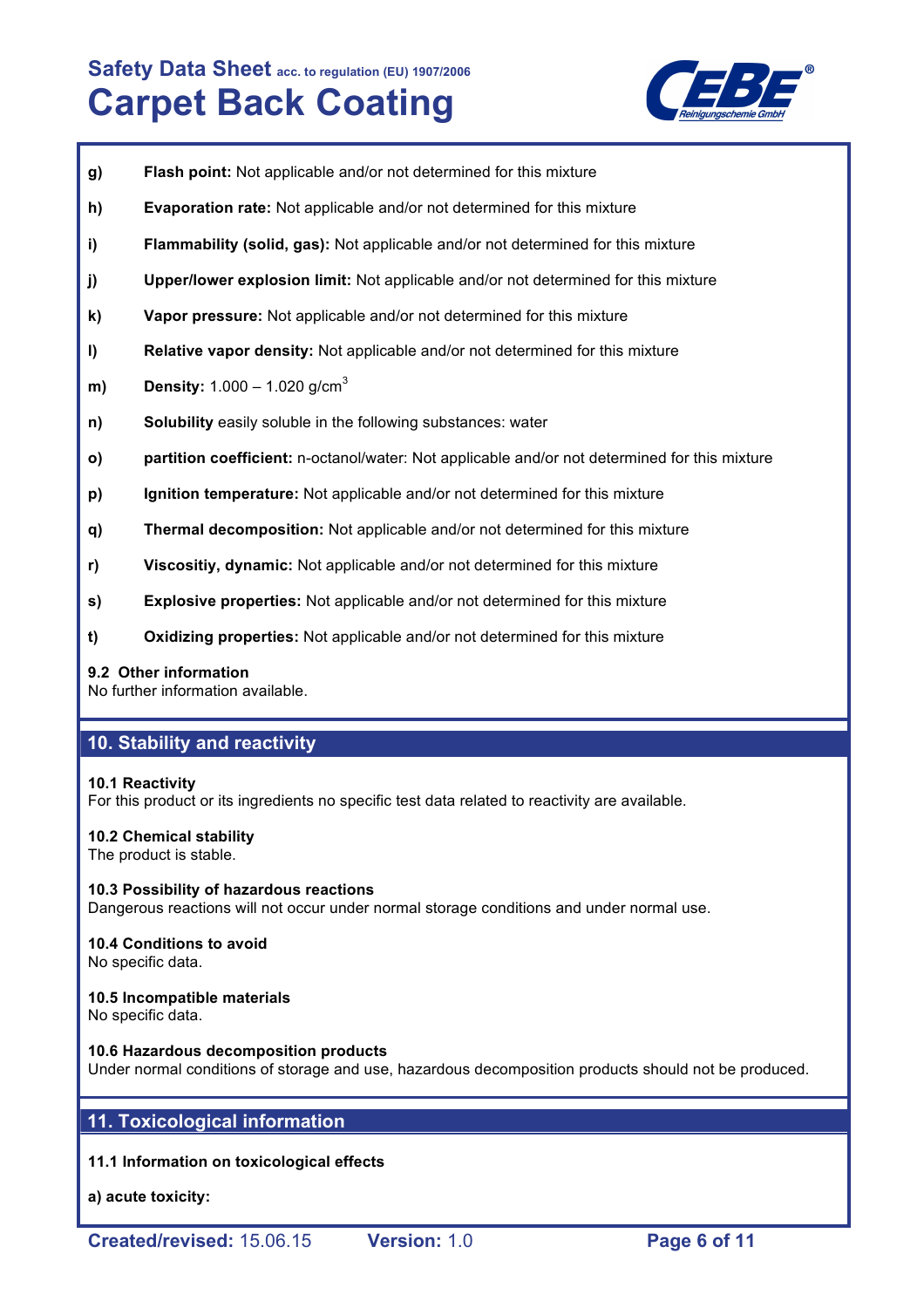**g)** **Flash point:** Not applicable and/or not determined for this mixture

**h)** **Evaporation rate:** Not applicable and/or not determined for this mixture

**i)** **Flammability (solid, gas):** Not applicable and/or not determined for this mixture

**j)** **Upper/lower explosion limit:** Not applicable and/or not determined for this mixture

**k)** **Vapor pressure:** Not applicable and/or not determined for this mixture

**l)** **Relative vapor density:** Not applicable and/or not determined for this mixture

**m)** **Density:** 1.000 – 1.020 g/cm$^3$

**n)** **Solubility** easily soluble in the following substances: water

**o)** **partition coefficient:** n-octanol/water: Not applicable and/or not determined for this mixture

**p)** **Ignition temperature:** Not applicable and/or not determined for this mixture

**q)** **Thermal decomposition:** Not applicable and/or not determined for this mixture

**r)** **Viscositiy, dynamic:** Not applicable and/or not determined for this mixture

**s)** **Explosive properties:** Not applicable and/or not determined for this mixture

**t)** **Oxidizing properties:** Not applicable and/or not determined for this mixture

### 9.2 Other information

No further information available.

## 10. Stability and reactivity

### 10.1 Reactivity

For this product or its ingredients no specific test data related to reactivity are available.

### 10.2 Chemical stability

The product is stable.

### 10.3 Possibility of hazardous reactions

Dangerous reactions will not occur under normal storage conditions and under normal use.

### 10.4 Conditions to avoid

No specific data.

### 10.5 Incompatible materials

No specific data.

### 10.6 Hazardous decomposition products

Under normal conditions of storage and use, hazardous decomposition products should not be produced.

## 11. Toxicological information

### 11.1 Information on toxicological effects

**a) acute toxicity:**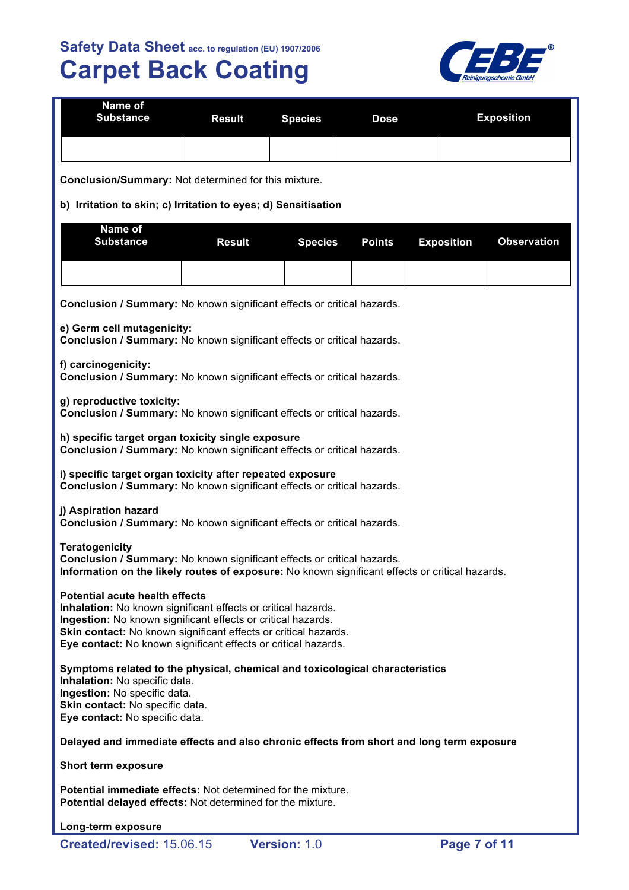| Name of Substance | Result | Species | Dose | Exposition |
|---|---|---|---|---|
| | | | | |

**Conclusion/Summary:** Not determined for this mixture.

**b) Irritation to skin; c) Irritation to eyes; d) Sensitisation**

| Name of Substance | Result | Species | Points | Exposition | Observation |
|---|---|---|---|---|---|
| | | | | | |

**Conclusion / Summary:** No known significant effects or critical hazards.

**e) Germ cell mutagenicity:**
**Conclusion / Summary:** No known significant effects or critical hazards.

**f) carcinogenicity:**
**Conclusion / Summary:** No known significant effects or critical hazards.

**g) reproductive toxicity:**
**Conclusion / Summary:** No known significant effects or critical hazards.

**h) specific target organ toxicity single exposure**
**Conclusion / Summary:** No known significant effects or critical hazards.

**i) specific target organ toxicity after repeated exposure**
**Conclusion / Summary:** No known significant effects or critical hazards.

**j) Aspiration hazard**
**Conclusion / Summary:** No known significant effects or critical hazards.

**Teratogenicity**
**Conclusion / Summary:** No known significant effects or critical hazards.
**Information on the likely routes of exposure:** No known significant effects or critical hazards.

**Potential acute health effects**
**Inhalation:** No known significant effects or critical hazards.
**Ingestion:** No known significant effects or critical hazards.
**Skin contact:** No known significant effects or critical hazards.
**Eye contact:** No known significant effects or critical hazards.

**Symptoms related to the physical, chemical and toxicological characteristics**
**Inhalation:** No specific data.
**Ingestion:** No specific data.
**Skin contact:** No specific data.
**Eye contact:** No specific data.

**Delayed and immediate effects and also chronic effects from short and long term exposure**

**Short term exposure**

**Potential immediate effects:** Not determined for the mixture.
**Potential delayed effects:** Not determined for the mixture.

**Long-term exposure**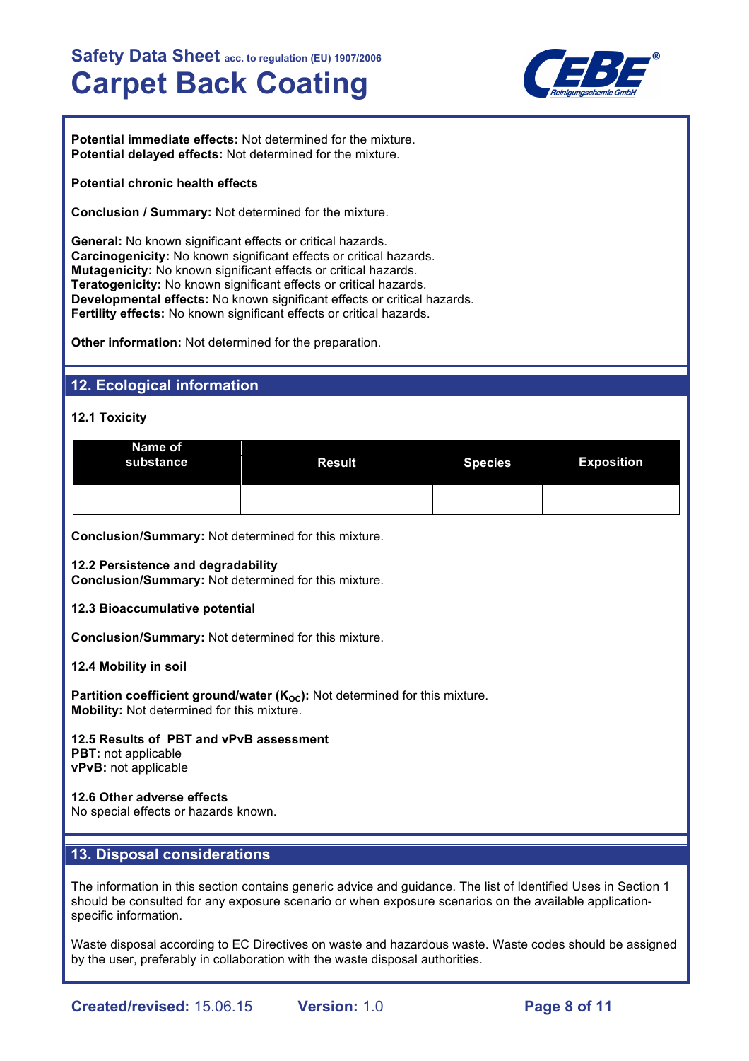**Potential immediate effects:** Not determined for the mixture.
**Potential delayed effects:** Not determined for the mixture.

**Potential chronic health effects**

**Conclusion / Summary:** Not determined for the mixture.

**General:** No known significant effects or critical hazards.
**Carcinogenicity:** No known significant effects or critical hazards.
**Mutagenicity:** No known significant effects or critical hazards.
**Teratogenicity:** No known significant effects or critical hazards.
**Developmental effects:** No known significant effects or critical hazards.
**Fertility effects:** No known significant effects or critical hazards.

**Other information:** Not determined for the preparation.

## 12. Ecological information

### 12.1 Toxicity

| Name of substance | Result | Species | Exposition |
|---|---|---|---|
| | | | |

**Conclusion/Summary:** Not determined for this mixture.

### 12.2 Persistence and degradability

**Conclusion/Summary:** Not determined for this mixture.

### 12.3 Bioaccumulative potential

**Conclusion/Summary:** Not determined for this mixture.

### 12.4 Mobility in soil

**Partition coefficient ground/water ($K_{OC}$):** Not determined for this mixture.
**Mobility:** Not determined for this mixture.

### 12.5 Results of PBT and vPvB assessment

**PBT:** not applicable
**vPvB:** not applicable

### 12.6 Other adverse effects

No special effects or hazards known.

## 13. Disposal considerations

The information in this section contains generic advice and guidance. The list of Identified Uses in Section 1 should be consulted for any exposure scenario or when exposure scenarios on the available application-specific information.

Waste disposal according to EC Directives on waste and hazardous waste. Waste codes should be assigned by the user, preferably in collaboration with the waste disposal authorities.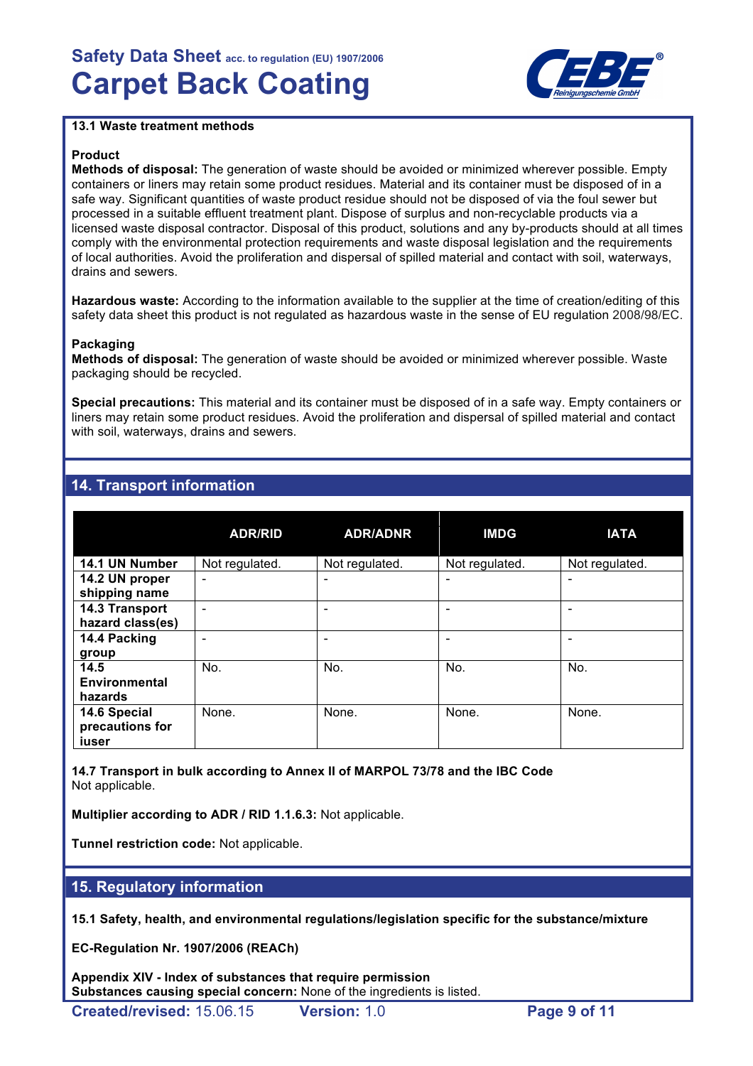#### 13.1 Waste treatment methods

**Product**

**Methods of disposal:** The generation of waste should be avoided or minimized wherever possible. Empty containers or liners may retain some product residues. Material and its container must be disposed of in a safe way. Significant quantities of waste product residue should not be disposed of via the foul sewer but processed in a suitable effluent treatment plant. Dispose of surplus and non-recyclable products via a licensed waste disposal contractor. Disposal of this product, solutions and any by-products should at all times comply with the environmental protection requirements and waste disposal legislation and the requirements of local authorities. Avoid the proliferation and dispersal of spilled material and contact with soil, waterways, drains and sewers.

**Hazardous waste:** According to the information available to the supplier at the time of creation/editing of this safety data sheet this product is not regulated as hazardous waste in the sense of EU regulation 2008/98/EC.

**Packaging**

**Methods of disposal:** The generation of waste should be avoided or minimized wherever possible. Waste packaging should be recycled.

**Special precautions:** This material and its container must be disposed of in a safe way. Empty containers or liners may retain some product residues. Avoid the proliferation and dispersal of spilled material and contact with soil, waterways, drains and sewers.

## 14. Transport information

| | ADR/RID | ADR/ADNR | IMDG | IATA |
|---|---|---|---|---|
| **14.1 UN Number** | Not regulated. | Not regulated. | Not regulated. | Not regulated. |
| **14.2 UN proper shipping name** | - | - | - | - |
| **14.3 Transport hazard class(es)** | - | - | - | - |
| **14.4 Packing group** | - | - | - | - |
| **14.5 Environmental hazards** | No. | No. | No. | No. |
| **14.6 Special precautions for iuser** | None. | None. | None. | None. |

**14.7 Transport in bulk according to Annex II of MARPOL 73/78 and the IBC Code**
Not applicable.

**Multiplier according to ADR / RID 1.1.6.3:** Not applicable.

**Tunnel restriction code:** Not applicable.

## 15. Regulatory information

**15.1 Safety, health, and environmental regulations/legislation specific for the substance/mixture**

**EC-Regulation Nr. 1907/2006 (REACh)**

**Appendix XIV - Index of substances that require permission**
**Substances causing special concern:** None of the ingredients is listed.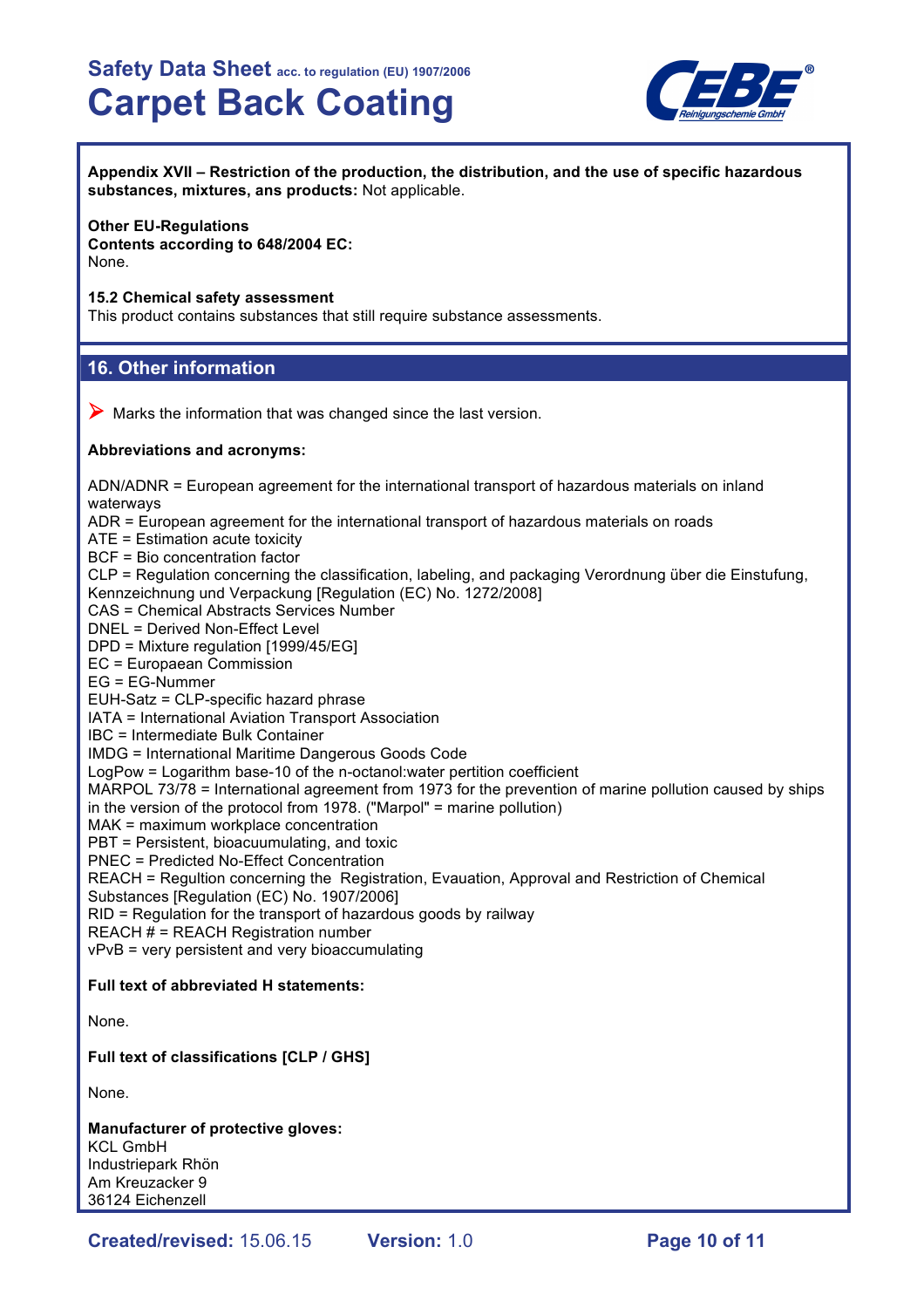**Appendix XVII – Restriction of the production, the distribution, and the use of specific hazardous substances, mixtures, ans products:** Not applicable.

**Other EU-Regulations**
**Contents according to 648/2004 EC:**
None.

**15.2 Chemical safety assessment**
This product contains substances that still require substance assessments.

## 16. Other information

➤ Marks the information that was changed since the last version.

**Abbreviations and acronyms:**

ADN/ADNR = European agreement for the international transport of hazardous materials on inland waterways
ADR = European agreement for the international transport of hazardous materials on roads
ATE = Estimation acute toxicity
BCF = Bio concentration factor
CLP = Regulation concerning the classification, labeling, and packaging Verordnung über die Einstufung, Kennzeichnung und Verpackung [Regulation (EC) No. 1272/2008]
CAS = Chemical Abstracts Services Number
DNEL = Derived Non-Effect Level
DPD = Mixture regulation [1999/45/EG]
EC = Europaean Commission
EG = EG-Nummer
EUH-Satz = CLP-specific hazard phrase
IATA = International Aviation Transport Association
IBC = Intermediate Bulk Container
IMDG = International Maritime Dangerous Goods Code
LogPow = Logarithm base-10 of the n-octanol:water pertition coefficient
MARPOL 73/78 = International agreement from 1973 for the prevention of marine pollution caused by ships in the version of the protocol from 1978. ("Marpol" = marine pollution)
MAK = maximum workplace concentration
PBT = Persistent, bioacuumulating, and toxic
PNEC = Predicted No-Effect Concentration
REACH = Regultion concerning the Registration, Evauation, Approval and Restriction of Chemical Substances [Regulation (EC) No. 1907/2006]
RID = Regulation for the transport of hazardous goods by railway
REACH # = REACH Registration number
vPvB = very persistent and very bioaccumulating

**Full text of abbreviated H statements:**

None.

**Full text of classifications [CLP / GHS]**

None.

**Manufacturer of protective gloves:**
KCL GmbH
Industriepark Rhön
Am Kreuzacker 9
36124 Eichenzell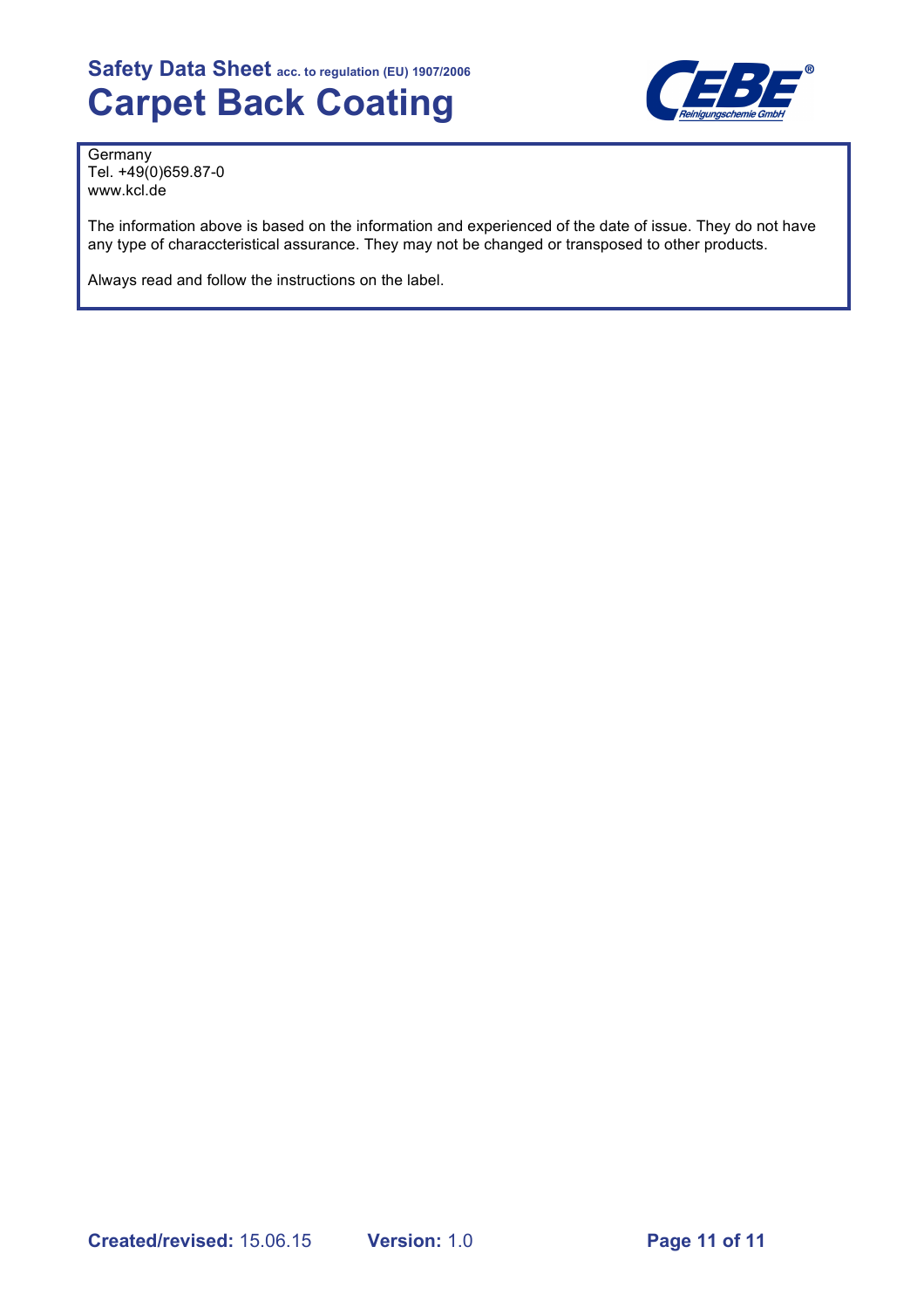Germany
Tel. +49(0)659.87-0
www.kcl.de

The information above is based on the information and experienced of the date of issue. They do not have any type of characcteristical assurance. They may not be changed or transposed to other products.

Always read and follow the instructions on the label.